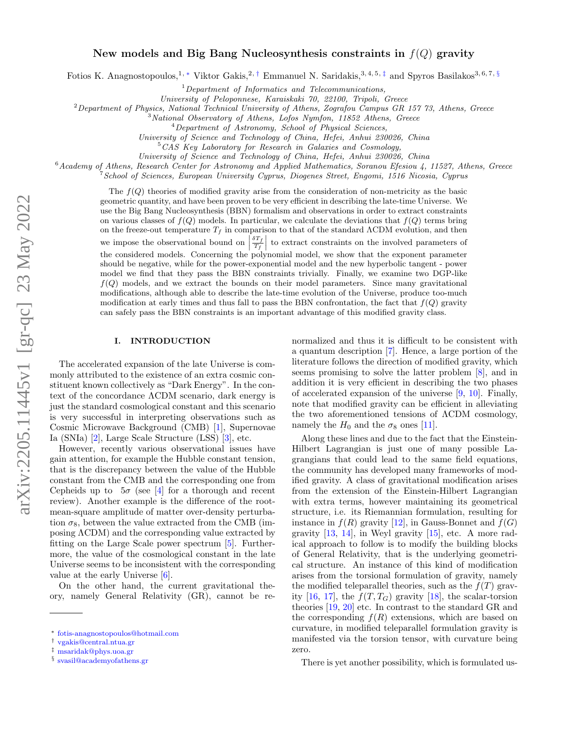# New models and Big Bang Nucleosynthesis constraints in $f(Q)$ gravity

Fotios K. Anagnostopoulos,[1,*] Viktor Gakis,[2,†] Emmanuel N. Saridakis,[3,4,5,‡] and Spyros Basilakos[3,6,7,§]

[1] *Department of Informatics and Telecommunications, University of Peloponnese, Karaiskaki 70, 22100, Tripoli, Greece*
[2] *Department of Physics, National Technical University of Athens, Zografou Campus GR 157 73, Athens, Greece*
[3] *National Observatory of Athens, Lofos Nymfon, 11852 Athens, Greece*
[4] *Department of Astronomy, School of Physical Sciences, University of Science and Technology of China, Hefei, Anhui 230026, China*
[5] *CAS Key Laboratory for Research in Galaxies and Cosmology, University of Science and Technology of China, Hefei, Anhui 230026, China*
[6] *Academy of Athens, Research Center for Astronomy and Applied Mathematics, Soranou Efesiou 4, 11527, Athens, Greece*
[7] *School of Sciences, European University Cyprus, Diogenes Street, Engomi, 1516 Nicosia, Cyprus*

The $f(Q)$ theories of modified gravity arise from the consideration of non-metricity as the basic geometric quantity, and have been proven to be very efficient in describing the late-time Universe. We use the Big Bang Nucleosynthesis (BBN) formalism and observations in order to extract constraints on various classes of $f(Q)$ models. In particular, we calculate the deviations that $f(Q)$ terms bring on the freeze-out temperature $T_f$ in comparison to that of the standard ΛCDM evolution, and then we impose the observational bound on $\left|\frac{\delta T_f}{T_f}\right|$ to extract constraints on the involved parameters of the considered models. Concerning the polynomial model, we show that the exponent parameter should be negative, while for the power-exponential model and the new hyperbolic tangent - power model we find that they pass the BBN constraints trivially. Finally, we examine two DGP-like $f(Q)$ models, and we extract the bounds on their model parameters. Since many gravitational modifications, although able to describe the late-time evolution of the Universe, produce too-much modification at early times and thus fall to pass the BBN confrontation, the fact that $f(Q)$ gravity can safely pass the BBN constraints is an important advantage of this modified gravity class.

## I. INTRODUCTION

The accelerated expansion of the late Universe is commonly attributed to the existence of an extra cosmic constituent known collectively as "Dark Energy". In the context of the concordance ΛCDM scenario, dark energy is just the standard cosmological constant and this scenario is very successful in interpreting observations such as Cosmic Microwave Background (CMB) [1], Supernovae Ia (SNIa) [2], Large Scale Structure (LSS) [3], etc.

However, recently various observational issues have gain attention, for example the Hubble constant tension, that is the discrepancy between the value of the Hubble constant from the CMB and the corresponding one from Cepheids up to $5\sigma$ (see [4] for a thorough and recent review). Another example is the difference of the root-mean-square amplitude of matter over-density perturbation $\sigma_8$, between the value extracted from the CMB (imposing ΛCDM) and the corresponding value extracted by fitting on the Large Scale power spectrum [5]. Furthermore, the value of the cosmological constant in the late Universe seems to be inconsistent with the corresponding value at the early Universe [6].

On the other hand, the current gravitational theory, namely General Relativity (GR), cannot be renormalized and thus it is difficult to be consistent with a quantum description [7]. Hence, a large portion of the literature follows the direction of modified gravity, which seems promising to solve the latter problem [8], and in addition it is very efficient in describing the two phases of accelerated expansion of the universe [9, 10]. Finally, note that modified gravity can be efficient in alleviating the two aforementioned tensions of ΛCDM cosmology, namely the $H_0$ and the $\sigma_8$ ones [11].

Along these lines and due to the fact that the Einstein-Hilbert Lagrangian is just one of many possible Lagrangians that could lead to the same field equations, the community has developed many frameworks of modified gravity. A class of gravitational modification arises from the extension of the Einstein-Hilbert Lagrangian with extra terms, however maintaining its geometrical structure, i.e. its Riemannian formulation, resulting for instance in $f(R)$ gravity [12], in Gauss-Bonnet and $f(G)$ gravity [13, 14], in Weyl gravity [15], etc. A more radical approach to follow is to modify the building blocks of General Relativity, that is the underlying geometrical structure. An instance of this kind of modification arises from the torsional formulation of gravity, namely the modified teleparallel theories, such as the $f(T)$ gravity [16, 17], the $f(T, T_G)$ gravity [18], the scalar-torsion theories [19, 20] etc. In contrast to the standard GR and the corresponding $f(R)$ extensions, which are based on curvature, in modified teleparallel formulation gravity is manifested via the torsion tensor, with curvature being zero.

There is yet another possibility, which is formulated us-

* fotis-anagnostopoulos@hotmail.com
† vgakis@central.ntua.gr
‡ msaridak@phys.uoa.gr
§ svasil@academyofathens.gr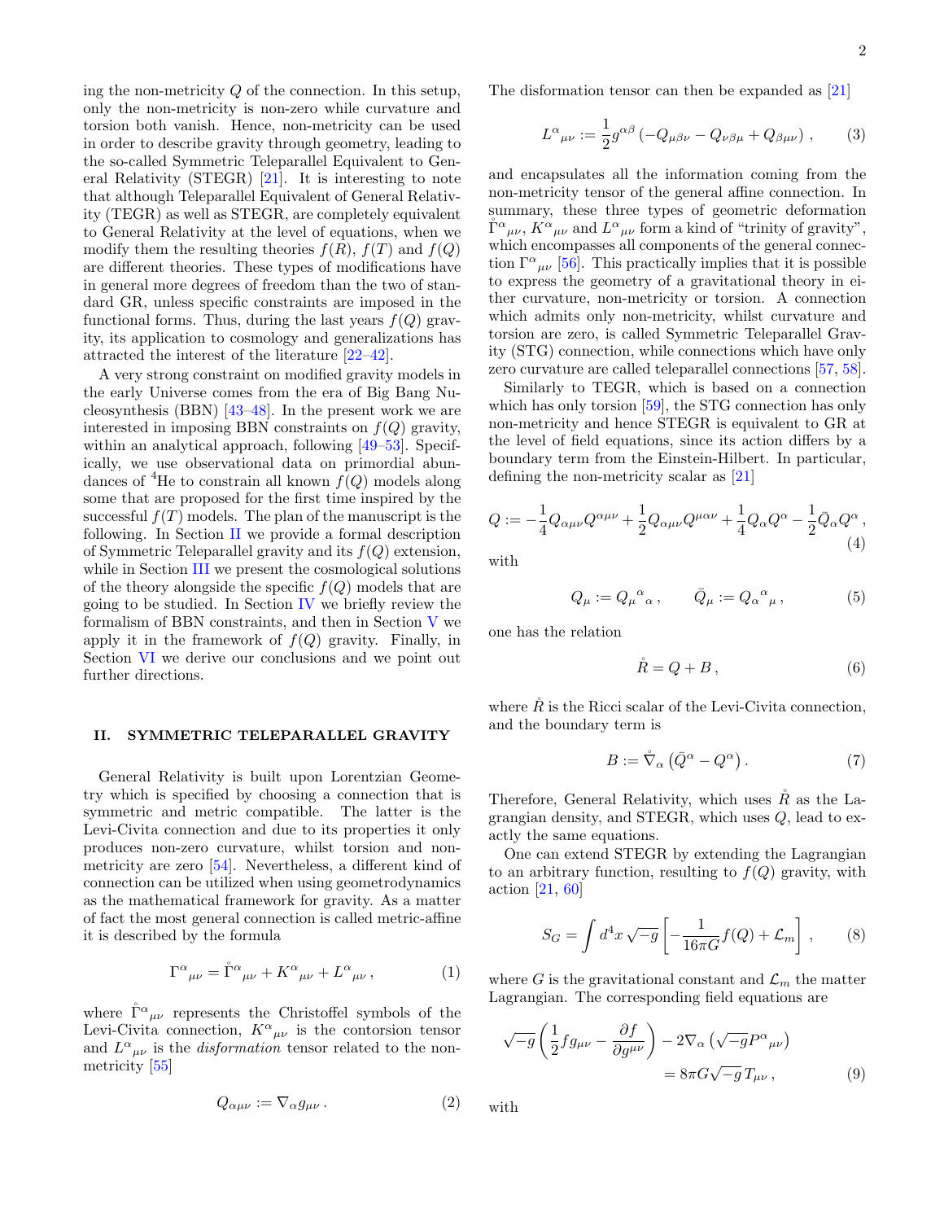ing the non-metricity $Q$ of the connection. In this setup, only the non-metricity is non-zero while curvature and torsion both vanish. Hence, non-metricity can be used in order to describe gravity through geometry, leading to the so-called Symmetric Teleparallel Equivalent to General Relativity (STEGR) [21]. It is interesting to note that although Teleparallel Equivalent of General Relativity (TEGR) as well as STEGR, are completely equivalent to General Relativity at the level of equations, when we modify them the resulting theories $f(R)$, $f(T)$ and $f(Q)$ are different theories. These types of modifications have in general more degrees of freedom than the two of standard GR, unless specific constraints are imposed in the functional forms. Thus, during the last years $f(Q)$ gravity, its application to cosmology and generalizations has attracted the interest of the literature [22–42].

A very strong constraint on modified gravity models in the early Universe comes from the era of Big Bang Nucleosynthesis (BBN) [43–48]. In the present work we are interested in imposing BBN constraints on $f(Q)$ gravity, within an analytical approach, following [49–53]. Specifically, we use observational data on primordial abundances of $^4$He to constrain all known $f(Q)$ models along some that are proposed for the first time inspired by the successful $f(T)$ models. The plan of the manuscript is the following. In Section II we provide a formal description of Symmetric Teleparallel gravity and its $f(Q)$ extension, while in Section III we present the cosmological solutions of the theory alongside the specific $f(Q)$ models that are going to be studied. In Section IV we briefly review the formalism of BBN constraints, and then in Section V we apply it in the framework of $f(Q)$ gravity. Finally, in Section VI we derive our conclusions and we point out further directions.

## II. SYMMETRIC TELEPARALLEL GRAVITY

General Relativity is built upon Lorentzian Geometry which is specified by choosing a connection that is symmetric and metric compatible. The latter is the Levi-Civita connection and due to its properties it only produces non-zero curvature, whilst torsion and non-metricity are zero [54]. Nevertheless, a different kind of connection can be utilized when using geometrodynamics as the mathematical framework for gravity. As a matter of fact the most general connection is called metric-affine it is described by the formula

$$\Gamma^{\alpha}{}_{\mu\nu} = \mathring{\Gamma}^{\alpha}{}_{\mu\nu} + K^{\alpha}{}_{\mu\nu} + L^{\alpha}{}_{\mu\nu} \,, \tag{1}$$

where $\mathring{\Gamma}^{\alpha}{}_{\mu\nu}$ represents the Christoffel symbols of the Levi-Civita connection, $K^{\alpha}{}_{\mu\nu}$ is the contorsion tensor and $L^{\alpha}{}_{\mu\nu}$ is the *disformation* tensor related to the non-metricity [55]

$$Q_{\alpha\mu\nu} := \nabla_{\alpha} g_{\mu\nu} \,. \tag{2}$$

The disformation tensor can then be expanded as [21]

$$L^{\alpha}{}_{\mu\nu} := \frac{1}{2} g^{\alpha\beta} \left( -Q_{\mu\beta\nu} - Q_{\nu\beta\mu} + Q_{\beta\mu\nu} \right) , \tag{3}$$

and encapsulates all the information coming from the non-metricity tensor of the general affine connection. In summary, these three types of geometric deformation $\mathring{\Gamma}^{\alpha}{}_{\mu\nu}$, $K^{\alpha}{}_{\mu\nu}$ and $L^{\alpha}{}_{\mu\nu}$ form a kind of "trinity of gravity", which encompasses all components of the general connection $\Gamma^{\alpha}{}_{\mu\nu}$ [56]. This practically implies that it is possible to express the geometry of a gravitational theory in either curvature, non-metricity or torsion. A connection which admits only non-metricity, whilst curvature and torsion are zero, is called Symmetric Teleparallel Gravity (STG) connection, while connections which have only zero curvature are called teleparallel connections [57, 58].

Similarly to TEGR, which is based on a connection which has only torsion [59], the STG connection has only non-metricity and hence STEGR is equivalent to GR at the level of field equations, since its action differs by a boundary term from the Einstein-Hilbert. In particular, defining the non-metricity scalar as [21]

$$Q := -\frac{1}{4} Q_{\alpha\mu\nu} Q^{\alpha\mu\nu} + \frac{1}{2} Q_{\alpha\mu\nu} Q^{\mu\alpha\nu} + \frac{1}{4} Q_{\alpha} Q^{\alpha} - \frac{1}{2} \bar{Q}_{\alpha} Q^{\alpha} \,, \tag{4}$$

with

$$Q_{\mu} := Q_{\mu}{}^{\alpha}{}_{\alpha} \,, \qquad \bar{Q}_{\mu} := Q_{\alpha}{}^{\alpha}{}_{\mu} \,, \tag{5}$$

one has the relation

$$\mathring{R} = Q + B \,, \tag{6}$$

where $\mathring{R}$ is the Ricci scalar of the Levi-Civita connection, and the boundary term is

$$B := \mathring{\nabla}_{\alpha} \left( \bar{Q}^{\alpha} - Q^{\alpha} \right) . \tag{7}$$

Therefore, General Relativity, which uses $\mathring{R}$ as the Lagrangian density, and STEGR, which uses $Q$, lead to exactly the same equations.

One can extend STEGR by extending the Lagrangian to an arbitrary function, resulting to $f(Q)$ gravity, with action [21, 60]

$$S_G = \int d^4x \, \sqrt{-g} \left[ -\frac{1}{16\pi G} f(Q) + \mathcal{L}_m \right] , \tag{8}$$

where $G$ is the gravitational constant and $\mathcal{L}_m$ the matter Lagrangian. The corresponding field equations are

$$\sqrt{-g} \left( \frac{1}{2} f g_{\mu\nu} - \frac{\partial f}{\partial g^{\mu\nu}} \right) - 2\nabla_{\alpha} \left( \sqrt{-g} P^{\alpha}{}_{\mu\nu} \right) = 8\pi G \sqrt{-g} \, T_{\mu\nu} \,, \tag{9}$$

with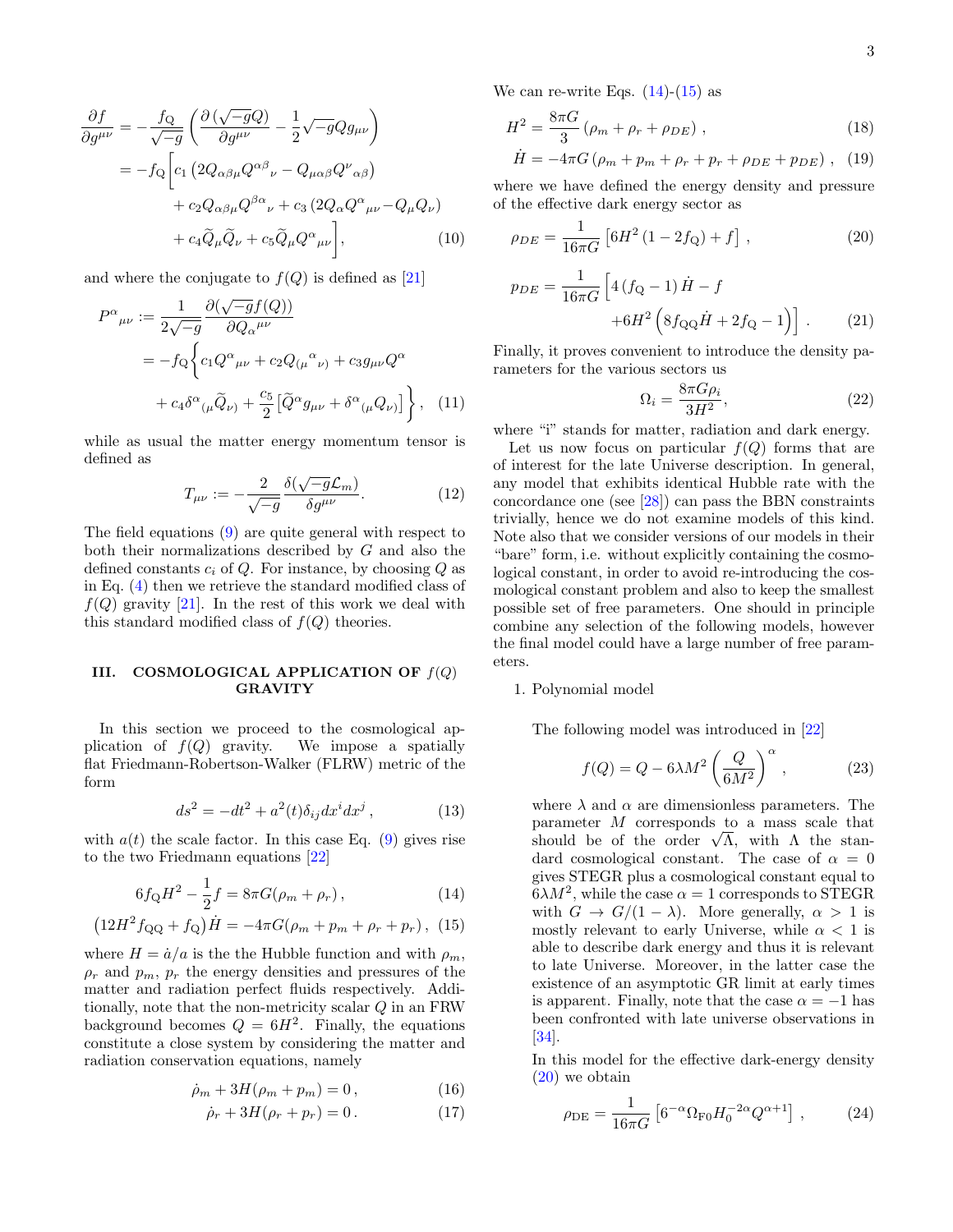$$\begin{aligned}
\frac{\partial f}{\partial g^{\mu\nu}} &= -\frac{f_{\rm Q}}{\sqrt{-g}}\left(\frac{\partial\left(\sqrt{-g}Q\right)}{\partial g^{\mu\nu}}-\frac{1}{2}\sqrt{-g}Qg_{\mu\nu}\right)\\
&= -f_{\rm Q}\bigg[c_1\left(2Q_{\alpha\beta\mu}Q^{\alpha\beta}{}_{\nu}-Q_{\mu\alpha\beta}Q^{\nu}{}_{\alpha\beta}\right)\\
&\quad +c_2Q_{\alpha\beta\mu}Q^{\beta\alpha}{}_{\nu}+c_3\left(2Q_{\alpha}Q^{\alpha}{}_{\mu\nu}-Q_{\mu}Q_{\nu}\right)\\
&\quad +c_4\widetilde{Q}_{\mu}\widetilde{Q}_{\nu}+c_5\widetilde{Q}_{\mu}Q^{\alpha}{}_{\mu\nu}\bigg], \qquad (10)
\end{aligned}$$

and where the conjugate to $f(Q)$ is defined as [21]

$$\begin{aligned}
P^{\alpha}{}_{\mu\nu} &:= \frac{1}{2\sqrt{-g}}\frac{\partial(\sqrt{-g}f(Q))}{\partial Q_{\alpha}{}^{\mu\nu}}\\
&= -f_{\rm Q}\bigg\{c_1Q^{\alpha}{}_{\mu\nu}+c_2Q_{(\mu}{}^{\alpha}{}_{\nu)}+c_3g_{\mu\nu}Q^{\alpha}\\
&\quad +c_4\delta^{\alpha}{}_{(\mu}\widetilde{Q}_{\nu)}+\frac{c_5}{2}\left[\widetilde{Q}^{\alpha}g_{\mu\nu}+\delta^{\alpha}{}_{(\mu}Q_{\nu)}\right]\bigg\}, \quad (11)
\end{aligned}$$

while as usual the matter energy momentum tensor is defined as

$$T_{\mu\nu} := -\frac{2}{\sqrt{-g}}\frac{\delta(\sqrt{-g}\mathcal{L}_m)}{\delta g^{\mu\nu}}. \qquad (12)$$

The field equations (9) are quite general with respect to both their normalizations described by $G$ and also the defined constants $c_i$ of $Q$. For instance, by choosing $Q$ as in Eq. (4) then we retrieve the standard modified class of $f(Q)$ gravity [21]. In the rest of this work we deal with this standard modified class of $f(Q)$ theories.

## III. COSMOLOGICAL APPLICATION OF $f(Q)$ GRAVITY

In this section we proceed to the cosmological application of $f(Q)$ gravity. We impose a spatially flat Friedmann-Robertson-Walker (FLRW) metric of the form

$$ds^2 = -dt^2 + a^2(t)\delta_{ij}dx^i dx^j\,, \qquad (13)$$

with $a(t)$ the scale factor. In this case Eq. (9) gives rise to the two Friedmann equations [22]

$$6f_{\rm Q}H^2 - \frac{1}{2}f = 8\pi G(\rho_m+\rho_r)\,, \qquad (14)$$

$$\left(12H^2 f_{\rm QQ}+f_{\rm Q}\right)\dot{H} = -4\pi G(\rho_m+p_m+\rho_r+p_r)\,, \qquad (15)$$

where $H=\dot{a}/a$ is the the Hubble function and with $\rho_m$, $\rho_r$ and $p_m$, $p_r$ the energy densities and pressures of the matter and radiation perfect fluids respectively. Additionally, note that the non-metricity scalar $Q$ in an FRW background becomes $Q=6H^2$. Finally, the equations constitute a close system by considering the matter and radiation conservation equations, namely

$$\dot{\rho}_m + 3H(\rho_m+p_m) = 0\,, \qquad (16)$$

$$\dot{\rho}_r + 3H(\rho_r+p_r) = 0\,. \qquad (17)$$

We can re-write Eqs. (14)-(15) as

$$H^2 = \frac{8\pi G}{3}\left(\rho_m+\rho_r+\rho_{DE}\right)\,, \qquad (18)$$

$$\dot{H} = -4\pi G\left(\rho_m+p_m+\rho_r+p_r+\rho_{DE}+p_{DE}\right)\,, \qquad (19)$$

where we have defined the energy density and pressure of the effective dark energy sector as

$$\rho_{DE} = \frac{1}{16\pi G}\left[6H^2\left(1-2f_{\rm Q}\right)+f\right]\,, \qquad (20)$$

$$p_{DE} = \frac{1}{16\pi G}\Big[4\left(f_{\rm Q}-1\right)\dot{H}-f + 6H^2\left(8f_{\rm QQ}\dot{H}+2f_{\rm Q}-1\right)\Big]\,. \qquad (21)$$

Finally, it proves convenient to introduce the density parameters for the various sectors us

$$\Omega_i = \frac{8\pi G\rho_i}{3H^2}, \qquad (22)$$

where "i" stands for matter, radiation and dark energy.

Let us now focus on particular $f(Q)$ forms that are of interest for the late Universe description. In general, any model that exhibits identical Hubble rate with the concordance one (see [28]) can pass the BBN constraints trivially, hence we do not examine models of this kind. Note also that we consider versions of our models in their "bare" form, i.e. without explicitly containing the cosmological constant, in order to avoid re-introducing the cosmological constant problem and also to keep the smallest possible set of free parameters. One should in principle combine any selection of the following models, however the final model could have a large number of free parameters.

1. Polynomial model

The following model was introduced in [22]

$$f(Q) = Q - 6\lambda M^2\left(\frac{Q}{6M^2}\right)^{\alpha}\,, \qquad (23)$$

where $\lambda$ and $\alpha$ are dimensionless parameters. The parameter $M$ corresponds to a mass scale that should be of the order $\sqrt{\Lambda}$, with $\Lambda$ the standard cosmological constant. The case of $\alpha=0$ gives STEGR plus a cosmological constant equal to $6\lambda M^2$, while the case $\alpha=1$ corresponds to STEGR with $G\to G/(1-\lambda)$. More generally, $\alpha>1$ is mostly relevant to early Universe, while $\alpha<1$ is able to describe dark energy and thus it is relevant to late Universe. Moreover, in the latter case the existence of an asymptotic GR limit at early times is apparent. Finally, note that the case $\alpha=-1$ has been confronted with late universe observations in [34].

In this model for the effective dark-energy density (20) we obtain

$$\rho_{\rm DE} = \frac{1}{16\pi G}\left[6^{-\alpha}\Omega_{\rm F0}H_0^{-2\alpha}Q^{\alpha+1}\right]\,, \qquad (24)$$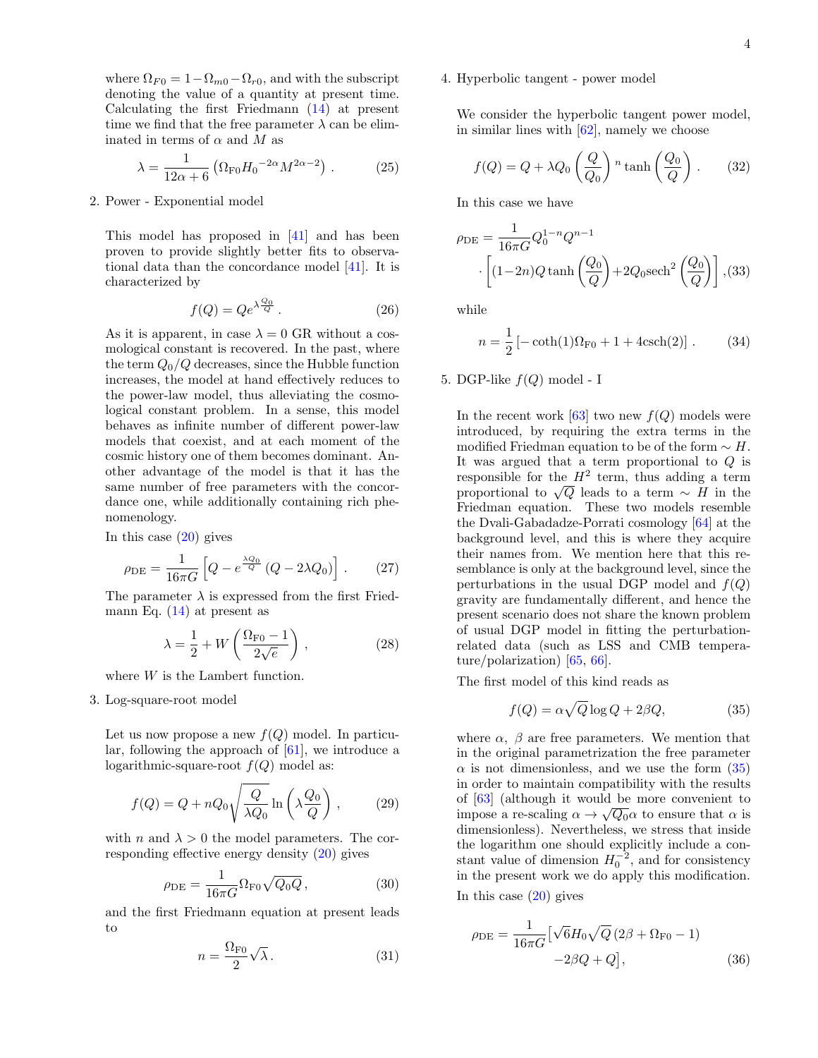where $\Omega_{F0} = 1 - \Omega_{m0} - \Omega_{r0}$, and with the subscript denoting the value of a quantity at present time. Calculating the first Friedmann (14) at present time we find that the free parameter $\lambda$ can be eliminated in terms of $\alpha$ and $M$ as

$$\lambda = \frac{1}{12\alpha + 6}\left(\Omega_{\rm F0} {H_0}^{-2\alpha} M^{2\alpha - 2}\right). \tag{25}$$

2. Power - Exponential model

   This model has proposed in [41] and has been proven to provide slightly better fits to observational data than the concordance model [41]. It is characterized by

$$f(Q) = Q e^{\lambda \frac{Q_0}{Q}}. \tag{26}$$

   As it is apparent, in case $\lambda = 0$ GR without a cosmological constant is recovered. In the past, where the term $Q_0/Q$ decreases, since the Hubble function increases, the model at hand effectively reduces to the power-law model, thus alleviating the cosmological constant problem. In a sense, this model behaves as infinite number of different power-law models that coexist, and at each moment of the cosmic history one of them becomes dominant. Another advantage of the model is that it has the same number of free parameters with the concordance one, while additionally containing rich phenomenology.

   In this case (20) gives

$$\rho_{\rm DE} = \frac{1}{16\pi G}\left[Q - e^{\frac{\lambda Q_0}{Q}}\left(Q - 2\lambda Q_0\right)\right]. \tag{27}$$

   The parameter $\lambda$ is expressed from the first Friedmann Eq. (14) at present as

$$\lambda = \frac{1}{2} + W\left(\frac{\Omega_{\rm F0} - 1}{2\sqrt{e}}\right), \tag{28}$$

   where $W$ is the Lambert function.

3. Log-square-root model

   Let us now propose a new $f(Q)$ model. In particular, following the approach of [61], we introduce a logarithmic-square-root $f(Q)$ model as:

$$f(Q) = Q + nQ_0\sqrt{\frac{Q}{\lambda Q_0}}\ln\left(\lambda\frac{Q_0}{Q}\right), \tag{29}$$

   with $n$ and $\lambda > 0$ the model parameters. The corresponding effective energy density (20) gives

$$\rho_{\rm DE} = \frac{1}{16\pi G}\Omega_{\rm F0}\sqrt{Q_0 Q}, \tag{30}$$

   and the first Friedmann equation at present leads to

$$n = \frac{\Omega_{\rm F0}}{2}\sqrt{\lambda}. \tag{31}$$

4. Hyperbolic tangent - power model

   We consider the hyperbolic tangent power model, in similar lines with [62], namely we choose

$$f(Q) = Q + \lambda Q_0\left(\frac{Q}{Q_0}\right)^n \tanh\left(\frac{Q_0}{Q}\right). \tag{32}$$

   In this case we have

$$\rho_{\rm DE} = \frac{1}{16\pi G}Q_0^{1-n}Q^{n-1} \cdot\left[(1-2n)Q\tanh\left(\frac{Q_0}{Q}\right) + 2Q_0 {\rm sech}^2\left(\frac{Q_0}{Q}\right)\right], \tag{33}$$

   while

$$n = \frac{1}{2}\left[-\coth(1)\Omega_{\rm F0} + 1 + 4{\rm csch}(2)\right]. \tag{34}$$

5. DGP-like $f(Q)$ model - I

   In the recent work [63] two new $f(Q)$ models were introduced, by requiring the extra terms in the modified Friedman equation to be of the form $\sim H$. It was argued that a term proportional to $Q$ is responsible for the $H^2$ term, thus adding a term proportional to $\sqrt{Q}$ leads to a term $\sim H$ in the Friedman equation. These two models resemble the Dvali-Gabadadze-Porrati cosmology [64] at the background level, and this is where they acquire their names from. We mention here that this resemblance is only at the background level, since the perturbations in the usual DGP model and $f(Q)$ gravity are fundamentally different, and hence the present scenario does not share the known problem of usual DGP model in fitting the perturbation-related data (such as LSS and CMB temperature/polarization) [65, 66].

   The first model of this kind reads as

$$f(Q) = \alpha\sqrt{Q}\log Q + 2\beta Q, \tag{35}$$

   where $\alpha$, $\beta$ are free parameters. We mention that in the original parametrization the free parameter $\alpha$ is not dimensionless, and we use the form (35) in order to maintain compatibility with the results of [63] (although it would be more convenient to impose a re-scaling $\alpha \to \sqrt{Q_0}\alpha$ to ensure that $\alpha$ is dimensionless). Nevertheless, we stress that inside the logarithm one should explicitly include a constant value of dimension $H_0^{-2}$, and for consistency in the present work we do apply this modification.

   In this case (20) gives

$$\rho_{\rm DE} = \frac{1}{16\pi G}\big[\sqrt{6}H_0\sqrt{Q}\left(2\beta + \Omega_{\rm F0} - 1\right) - 2\beta Q + Q\big], \tag{36}$$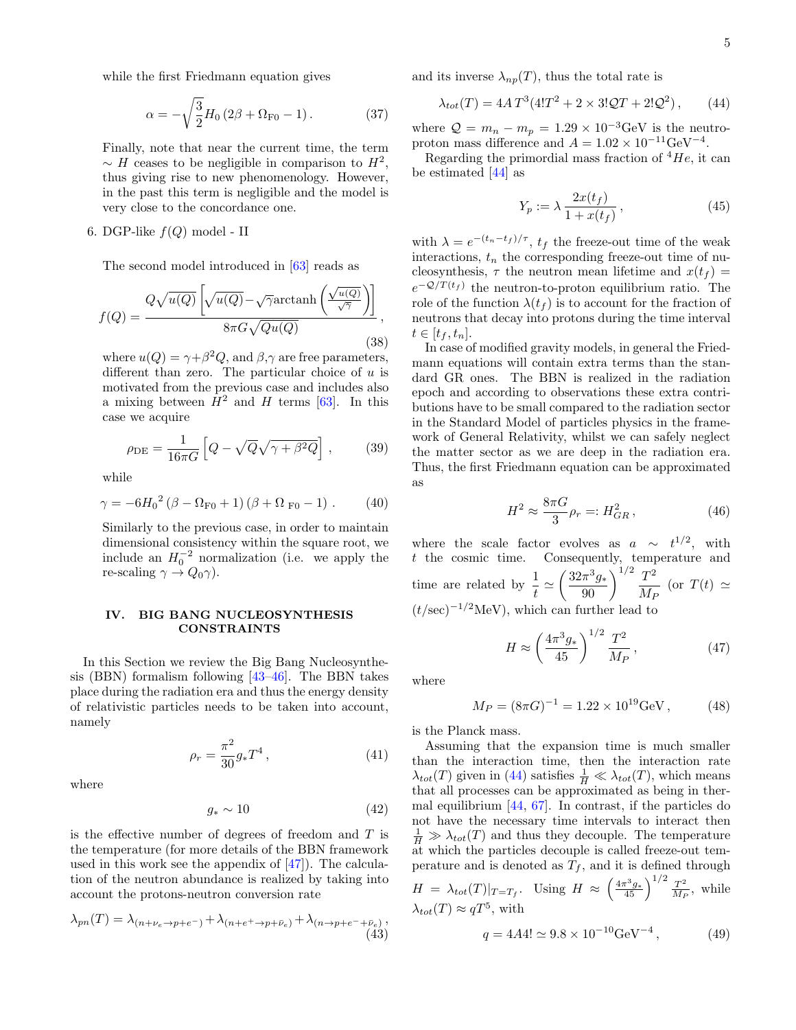while the first Friedmann equation gives

$$\alpha = -\sqrt{\frac{3}{2}} H_0 \left(2\beta + \Omega_{\rm F0} - 1\right). \tag{37}$$

Finally, note that near the current time, the term $\sim H$ ceases to be negligible in comparison to $H^2$, thus giving rise to new phenomenology. However, in the past this term is negligible and the model is very close to the concordance one.

6. DGP-like $f(Q)$ model - II

The second model introduced in [63] reads as

$$f(Q) = \frac{Q\sqrt{u(Q)}\left[\sqrt{u(Q)} - \sqrt{\gamma}\,\text{arctanh}\left(\frac{\sqrt{u(Q)}}{\sqrt{\gamma}}\right)\right]}{8\pi G\sqrt{Qu(Q)}}, \tag{38}$$

where $u(Q) = \gamma + \beta^2 Q$, and $\beta, \gamma$ are free parameters, different than zero. The particular choice of $u$ is motivated from the previous case and includes also a mixing between $H^2$ and $H$ terms [63]. In this case we acquire

$$\rho_{\rm DE} = \frac{1}{16\pi G}\left[Q - \sqrt{Q}\sqrt{\gamma + \beta^2 Q}\right], \tag{39}$$

while

$$\gamma = -6{H_0}^2\left(\beta - \Omega_{\rm F0} + 1\right)\left(\beta + \Omega_{\rm F0} - 1\right). \tag{40}$$

Similarly to the previous case, in order to maintain dimensional consistency within the square root, we include an $H_0^{-2}$ normalization (i.e. we apply the re-scaling $\gamma \to Q_0 \gamma$).

## IV. BIG BANG NUCLEOSYNTHESIS CONSTRAINTS

In this Section we review the Big Bang Nucleosynthesis (BBN) formalism following [43–46]. The BBN takes place during the radiation era and thus the energy density of relativistic particles needs to be taken into account, namely

$$\rho_r = \frac{\pi^2}{30} g_* T^4, \tag{41}$$

where

$$g_* \sim 10 \tag{42}$$

is the effective number of degrees of freedom and $T$ is the temperature (for more details of the BBN framework used in this work see the appendix of [47]). The calculation of the neutron abundance is realized by taking into account the protons-neutron conversion rate

$$\lambda_{pn}(T) = \lambda_{(n+\nu_e \to p+e^-)} + \lambda_{(n+e^+ \to p+\bar{\nu}_e)} + \lambda_{(n \to p+e^-+\bar{\nu}_e)}, \tag{43}$$

and its inverse $\lambda_{np}(T)$, thus the total rate is

$$\lambda_{tot}(T) = 4A\,T^3(4!T^2 + 2\times 3!\mathcal{Q}T + 2!\mathcal{Q}^2), \tag{44}$$

where $\mathcal{Q} = m_n - m_p = 1.29\times 10^{-3}$GeV is the neutro-proton mass difference and $A = 1.02\times 10^{-11}\text{GeV}^{-4}$.

Regarding the primordial mass fraction of $^4He$, it can be estimated [44] as

$$Y_p := \lambda\,\frac{2x(t_f)}{1 + x(t_f)}, \tag{45}$$

with $\lambda = e^{-(t_n - t_f)/\tau}$, $t_f$ the freeze-out time of the weak interactions, $t_n$ the corresponding freeze-out time of nucleosynthesis, $\tau$ the neutron mean lifetime and $x(t_f) = e^{-\mathcal{Q}/T(t_f)}$ the neutron-to-proton equilibrium ratio. The role of the function $\lambda(t_f)$ is to account for the fraction of neutrons that decay into protons during the time interval $t \in [t_f, t_n]$.

In case of modified gravity models, in general the Friedmann equations will contain extra terms than the standard GR ones. The BBN is realized in the radiation epoch and according to observations these extra contributions have to be small compared to the radiation sector in the Standard Model of particles physics in the framework of General Relativity, whilst we can safely neglect the matter sector as we are deep in the radiation era. Thus, the first Friedmann equation can be approximated as

$$H^2 \approx \frac{8\pi G}{3}\rho_r =: H_{GR}^2, \tag{46}$$

where the scale factor evolves as $a \sim t^{1/2}$, with $t$ the cosmic time. Consequently, temperature and time are related by $\frac{1}{t} \simeq \left(\frac{32\pi^3 g_*}{90}\right)^{1/2}\frac{T^2}{M_P}$ (or $T(t) \simeq (t/\text{sec})^{-1/2}$MeV), which can further lead to

$$H \approx \left(\frac{4\pi^3 g_*}{45}\right)^{1/2}\frac{T^2}{M_P}, \tag{47}$$

where

$$M_P = (8\pi G)^{-1} = 1.22\times 10^{19}\text{GeV}, \tag{48}$$

is the Planck mass.

Assuming that the expansion time is much smaller than the interaction time, then the interaction rate $\lambda_{tot}(T)$ given in (44) satisfies $\frac{1}{H} \ll \lambda_{tot}(T)$, which means that all processes can be approximated as being in thermal equilibrium [44, 67]. In contrast, if the particles do not have the necessary time intervals to interact then $\frac{1}{H} \gg \lambda_{tot}(T)$ and thus they decouple. The temperature at which the particles decouple is called freeze-out temperature and is denoted as $T_f$, and it is defined through $H = \lambda_{tot}(T)|_{T=T_f}$. Using $H \approx \left(\frac{4\pi^3 g_*}{45}\right)^{1/2}\frac{T^2}{M_P}$, while $\lambda_{tot}(T) \approx qT^5$, with

$$q = 4A4! \simeq 9.8\times 10^{-10}\text{GeV}^{-4}, \tag{49}$$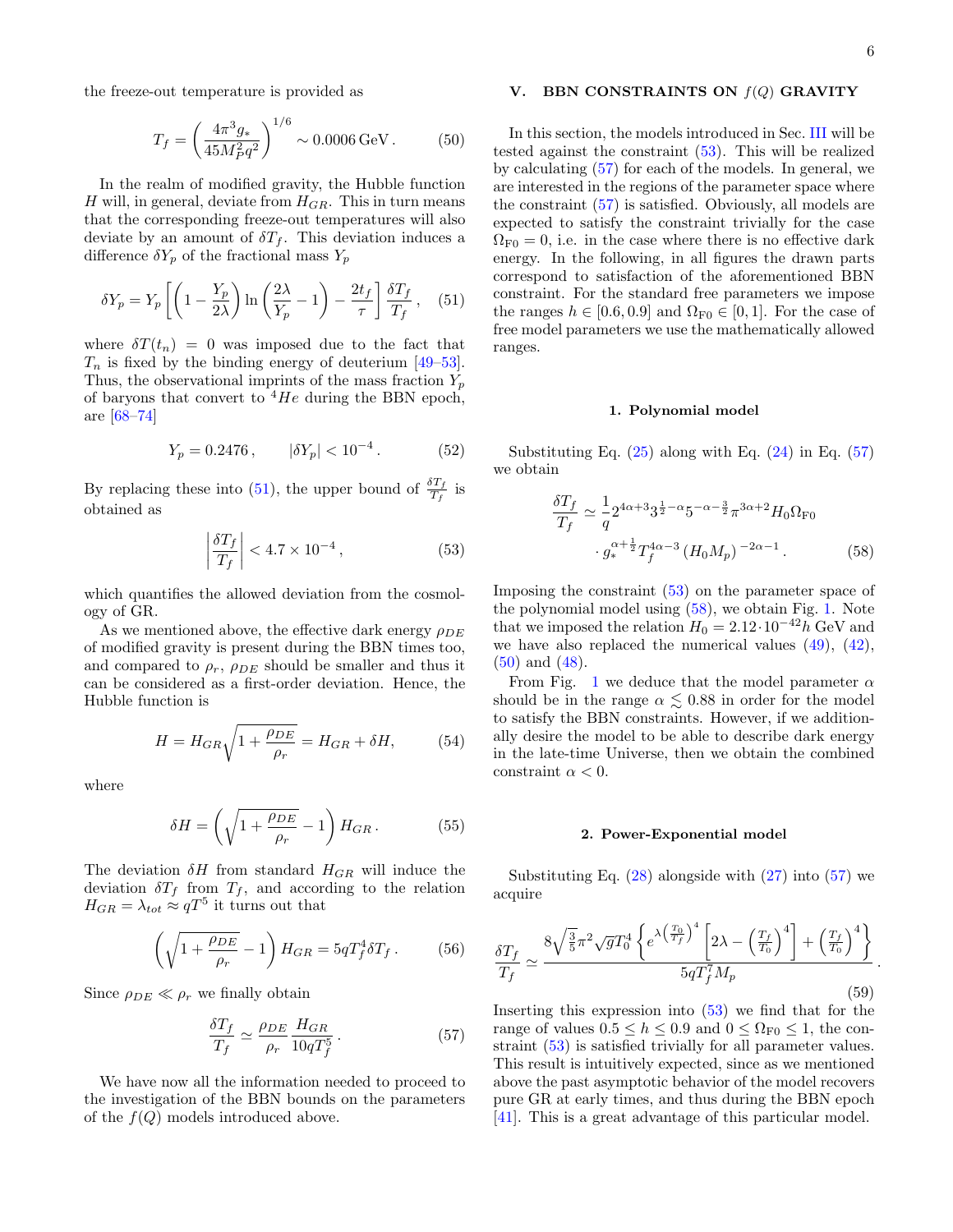the freeze-out temperature is provided as

$$T_f = \left(\frac{4\pi^3 g_*}{45 M_P^2 q^2}\right)^{1/6} \sim 0.0006\,\text{GeV}\,. \tag{50}$$

In the realm of modified gravity, the Hubble function $H$ will, in general, deviate from $H_{GR}$. This in turn means that the corresponding freeze-out temperatures will also deviate by an amount of $\delta T_f$. This deviation induces a difference $\delta Y_p$ of the fractional mass $Y_p$

$$\delta Y_p = Y_p\left[\left(1-\frac{Y_p}{2\lambda}\right)\ln\left(\frac{2\lambda}{Y_p}-1\right)-\frac{2t_f}{\tau}\right]\frac{\delta T_f}{T_f}\,, \tag{51}$$

where $\delta T(t_n) = 0$ was imposed due to the fact that $T_n$ is fixed by the binding energy of deuterium [49–53]. Thus, the observational imprints of the mass fraction $Y_p$ of baryons that convert to $^4He$ during the BBN epoch, are [68–74]

$$Y_p = 0.2476\,, \qquad |\delta Y_p| < 10^{-4}\,. \tag{52}$$

By replacing these into (51), the upper bound of $\frac{\delta T_f}{T_f}$ is obtained as

$$\left|\frac{\delta T_f}{T_f}\right| < 4.7\times 10^{-4}\,, \tag{53}$$

which quantifies the allowed deviation from the cosmology of GR.

As we mentioned above, the effective dark energy $\rho_{DE}$ of modified gravity is present during the BBN times too, and compared to $\rho_r$, $\rho_{DE}$ should be smaller and thus it can be considered as a first-order deviation. Hence, the Hubble function is

$$H = H_{GR}\sqrt{1+\frac{\rho_{DE}}{\rho_r}} = H_{GR} + \delta H, \tag{54}$$

where

$$\delta H = \left(\sqrt{1+\frac{\rho_{DE}}{\rho_r}}-1\right)H_{GR}\,. \tag{55}$$

The deviation $\delta H$ from standard $H_{GR}$ will induce the deviation $\delta T_f$ from $T_f$, and according to the relation $H_{GR} = \lambda_{tot} \approx qT^5$ it turns out that

$$\left(\sqrt{1+\frac{\rho_{DE}}{\rho_r}}-1\right)H_{GR} = 5qT_f^4\delta T_f\,. \tag{56}$$

Since $\rho_{DE} \ll \rho_r$ we finally obtain

$$\frac{\delta T_f}{T_f} \simeq \frac{\rho_{DE}}{\rho_r}\frac{H_{GR}}{10qT_f^5}\,. \tag{57}$$

We have now all the information needed to proceed to the investigation of the BBN bounds on the parameters of the $f(Q)$ models introduced above.

## V. BBN CONSTRAINTS ON $f(Q)$ GRAVITY

In this section, the models introduced in Sec. III will be tested against the constraint (53). This will be realized by calculating (57) for each of the models. In general, we are interested in the regions of the parameter space where the constraint (57) is satisfied. Obviously, all models are expected to satisfy the constraint trivially for the case $\Omega_{F0} = 0$, i.e. in the case where there is no effective dark energy. In the following, in all figures the drawn parts correspond to satisfaction of the aforementioned BBN constraint. For the standard free parameters we impose the ranges $h \in [0.6, 0.9]$ and $\Omega_{F0} \in [0, 1]$. For the case of free model parameters we use the mathematically allowed ranges.

### 1. Polynomial model

Substituting Eq. (25) along with Eq. (24) in Eq. (57) we obtain

$$\begin{aligned}\frac{\delta T_f}{T_f} \simeq\ & \frac{1}{q}2^{4\alpha+3}3^{\frac{1}{2}-\alpha}5^{-\alpha-\frac{3}{2}}\pi^{3\alpha+2}H_0\Omega_{F0} \\ & \cdot g_*^{\alpha+\frac{1}{2}}T_f^{4\alpha-3}\left(H_0M_p\right)^{-2\alpha-1}.\end{aligned} \tag{58}$$

Imposing the constraint (53) on the parameter space of the polynomial model using (58), we obtain Fig. 1. Note that we imposed the relation $H_0 = 2.12\cdot 10^{-42}h$ GeV and we have also replaced the numerical values (49), (42), (50) and (48).

From Fig. 1 we deduce that the model parameter $\alpha$ should be in the range $\alpha \lesssim 0.88$ in order for the model to satisfy the BBN constraints. However, if we additionally desire the model to be able to describe dark energy in the late-time Universe, then we obtain the combined constraint $\alpha < 0$.

### 2. Power-Exponential model

Substituting Eq. (28) alongside with (27) into (57) we acquire

$$\frac{\delta T_f}{T_f} \simeq \frac{8\sqrt{\frac{3}{5}}\pi^2\sqrt{g}T_0^4\left\{e^{\lambda\left(\frac{T_0}{T_f}\right)^4}\left[2\lambda-\left(\frac{T_f}{T_0}\right)^4\right]+\left(\frac{T_f}{T_0}\right)^4\right\}}{5qT_f^7M_p}\,. \tag{59}$$

Inserting this expression into (53) we find that for the range of values $0.5 \leq h \leq 0.9$ and $0 \leq \Omega_{F0} \leq 1$, the constraint (53) is satisfied trivially for all parameter values. This result is intuitively expected, since as we mentioned above the past asymptotic behavior of the model recovers pure GR at early times, and thus during the BBN epoch [41]. This is a great advantage of this particular model.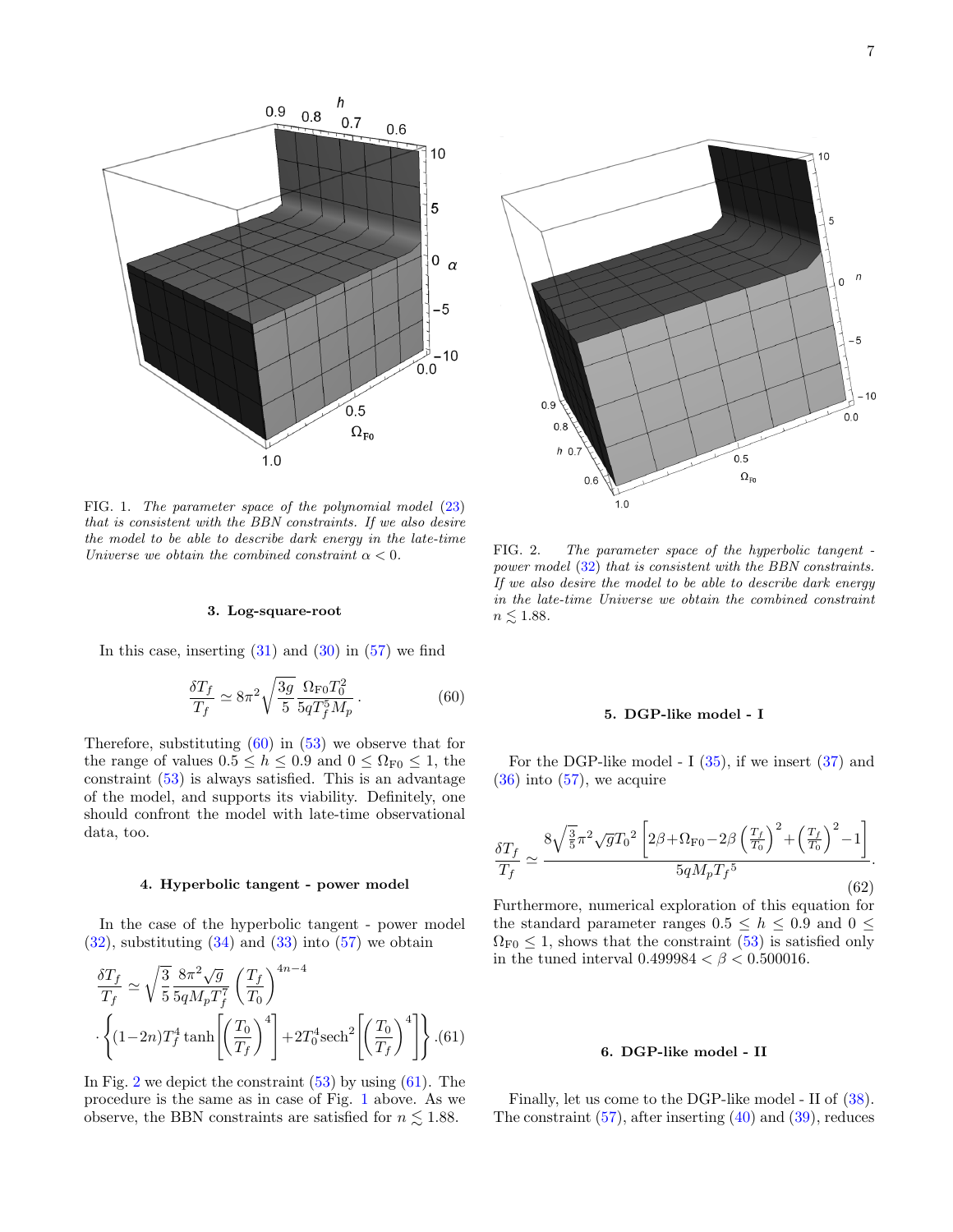FIG. 1. *The parameter space of the polynomial model (23) that is consistent with the BBN constraints. If we also desire the model to be able to describe dark energy in the late-time Universe we obtain the combined constraint $\alpha < 0$.*

FIG. 2. *The parameter space of the hyperbolic tangent - power model (32) that is consistent with the BBN constraints. If we also desire the model to be able to describe dark energy in the late-time Universe we obtain the combined constraint $n \lesssim 1.88$.*

### 3. Log-square-root

In this case, inserting (31) and (30) in (57) we find

$$\frac{\delta T_f}{T_f} \simeq 8\pi^2\sqrt{\frac{3g}{5}}\,\frac{\Omega_{\rm F0}T_0^2}{5qT_f^5 M_p}\,. \tag{60}$$

Therefore, substituting (60) in (53) we observe that for the range of values $0.5 \leq h \leq 0.9$ and $0 \leq \Omega_{\rm F0} \leq 1$, the constraint (53) is always satisfied. This is an advantage of the model, and supports its viability. Definitely, one should confront the model with late-time observational data, too.

### 4. Hyperbolic tangent - power model

In the case of the hyperbolic tangent - power model (32), substituting (34) and (33) into (57) we obtain

$$\frac{\delta T_f}{T_f} \simeq \sqrt{\frac{3}{5}}\frac{8\pi^2\sqrt{g}}{5qM_pT_f^7}\left(\frac{T_f}{T_0}\right)^{4n-4} \cdot\left\{(1-2n)T_f^4\tanh\left[\left(\frac{T_0}{T_f}\right)^4\right]+2T_0^4\,\mathrm{sech}^2\left[\left(\frac{T_0}{T_f}\right)^4\right]\right\}. \tag{61}$$

In Fig. 2 we depict the constraint (53) by using (61). The procedure is the same as in case of Fig. 1 above. As we observe, the BBN constraints are satisfied for $n \lesssim 1.88$.

### 5. DGP-like model - I

For the DGP-like model - I (35), if we insert (37) and (36) into (57), we acquire

$$\frac{\delta T_f}{T_f} \simeq \frac{8\sqrt{\frac{3}{5}}\pi^2\sqrt{g}{T_0}^2\left[2\beta+\Omega_{\rm F0}-2\beta\left(\frac{T_f}{T_0}\right)^2+\left(\frac{T_f}{T_0}\right)^2-1\right]}{5qM_p{T_f}^5}. \tag{62}$$

Furthermore, numerical exploration of this equation for the standard parameter ranges $0.5 \leq h \leq 0.9$ and $0 \leq \Omega_{\rm F0} \leq 1$, shows that the constraint (53) is satisfied only in the tuned interval $0.499984 < \beta < 0.500016$.

### 6. DGP-like model - II

Finally, let us come to the DGP-like model - II of (38). The constraint (57), after inserting (40) and (39), reduces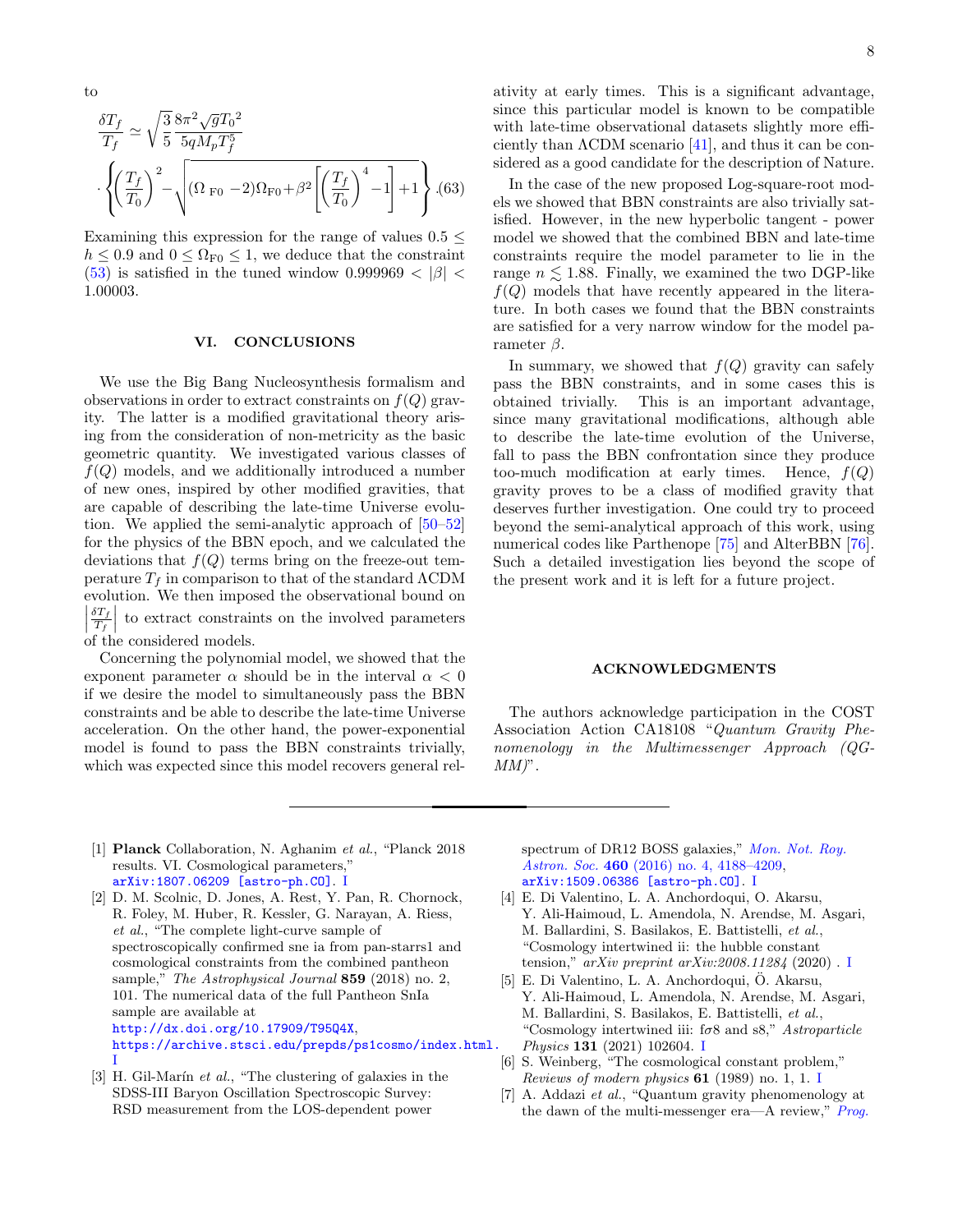to

$$\frac{\delta T_f}{T_f} \simeq \sqrt{\frac{3}{5}} \frac{8\pi^2 \sqrt{g} {T_0}^2}{5qM_p T_f^5} \cdot \left\{ \left(\frac{T_f}{T_0}\right)^2 - \sqrt{(\Omega_{\rm F0} - 2)\Omega_{\rm F0} + \beta^2 \left[ \left(\frac{T_f}{T_0}\right)^4 - 1 \right] + 1} \right\}. \tag{63}$$

Examining this expression for the range of values $0.5 \leq h \leq 0.9$ and $0 \leq \Omega_{\rm F0} \leq 1$, we deduce that the constraint (53) is satisfied in the tuned window $0.999969 < |\beta| < 1.00003$.

## VI. CONCLUSIONS

We use the Big Bang Nucleosynthesis formalism and observations in order to extract constraints on $f(Q)$ gravity. The latter is a modified gravitational theory arising from the consideration of non-metricity as the basic geometric quantity. We investigated various classes of $f(Q)$ models, and we additionally introduced a number of new ones, inspired by other modified gravities, that are capable of describing the late-time Universe evolution. We applied the semi-analytic approach of [50–52] for the physics of the BBN epoch, and we calculated the deviations that $f(Q)$ terms bring on the freeze-out temperature $T_f$ in comparison to that of the standard $\Lambda$CDM evolution. We then imposed the observational bound on $\left|\frac{\delta T_f}{T_f}\right|$ to extract constraints on the involved parameters of the considered models.

Concerning the polynomial model, we showed that the exponent parameter $\alpha$ should be in the interval $\alpha < 0$ if we desire the model to simultaneously pass the BBN constraints and be able to describe the late-time Universe acceleration. On the other hand, the power-exponential model is found to pass the BBN constraints trivially, which was expected since this model recovers general relativity at early times. This is a significant advantage, since this particular model is known to be compatible with late-time observational datasets slightly more efficiently than $\Lambda$CDM scenario [41], and thus it can be considered as a good candidate for the description of Nature.

In the case of the new proposed Log-square-root models we showed that BBN constraints are also trivially satisfied. However, in the new hyperbolic tangent - power model we showed that the combined BBN and late-time constraints require the model parameter to lie in the range $n \lesssim 1.88$. Finally, we examined the two DGP-like $f(Q)$ models that have recently appeared in the literature. In both cases we found that the BBN constraints are satisfied for a very narrow window for the model parameter $\beta$.

In summary, we showed that $f(Q)$ gravity can safely pass the BBN constraints, and in some cases this is obtained trivially. This is an important advantage, since many gravitational modifications, although able to describe the late-time evolution of the Universe, fall to pass the BBN confrontation since they produce too-much modification at early times. Hence, $f(Q)$ gravity proves to be a class of modified gravity that deserves further investigation. One could try to proceed beyond the semi-analytical approach of this work, using numerical codes like Parthenope [75] and AlterBBN [76]. Such a detailed investigation lies beyond the scope of the present work and it is left for a future project.

## ACKNOWLEDGMENTS

The authors acknowledge participation in the COST Association Action CA18108 "*Quantum Gravity Phenomenology in the Multimessenger Approach (QG-MM)*".

---

[1] **Planck** Collaboration, N. Aghanim *et al.*, "Planck 2018 results. VI. Cosmological parameters," arXiv:1807.06209 [astro-ph.CO]. I

[2] D. M. Scolnic, D. Jones, A. Rest, Y. Pan, R. Chornock, R. Foley, M. Huber, R. Kessler, G. Narayan, A. Riess, *et al.*, "The complete light-curve sample of spectroscopically confirmed sne ia from pan-starrs1 and cosmological constraints from the combined pantheon sample," *The Astrophysical Journal* **859** (2018) no. 2, 101. The numerical data of the full Pantheon SnIa sample are available at http://dx.doi.org/10.17909/T95Q4X, https://archive.stsci.edu/prepds/ps1cosmo/index.html. I

[3] H. Gil-Marín *et al.*, "The clustering of galaxies in the SDSS-III Baryon Oscillation Spectroscopic Survey: RSD measurement from the LOS-dependent power spectrum of DR12 BOSS galaxies," *Mon. Not. Roy. Astron. Soc.* **460** (2016) no. 4, 4188–4209, arXiv:1509.06386 [astro-ph.CO]. I

[4] E. Di Valentino, L. A. Anchordoqui, O. Akarsu, Y. Ali-Haimoud, L. Amendola, N. Arendse, M. Asgari, M. Ballardini, S. Basilakos, E. Battistelli, *et al.*, "Cosmology intertwined ii: the hubble constant tension," *arXiv preprint arXiv:2008.11284* (2020) . I

[5] E. Di Valentino, L. A. Anchordoqui, Ö. Akarsu, Y. Ali-Haimoud, L. Amendola, N. Arendse, M. Asgari, M. Ballardini, S. Basilakos, E. Battistelli, *et al.*, "Cosmology intertwined iii: fσ8 and s8," *Astroparticle Physics* **131** (2021) 102604. I

[6] S. Weinberg, "The cosmological constant problem," *Reviews of modern physics* **61** (1989) no. 1, 1. I

[7] A. Addazi *et al.*, "Quantum gravity phenomenology at the dawn of the multi-messenger era—A review," *Prog.*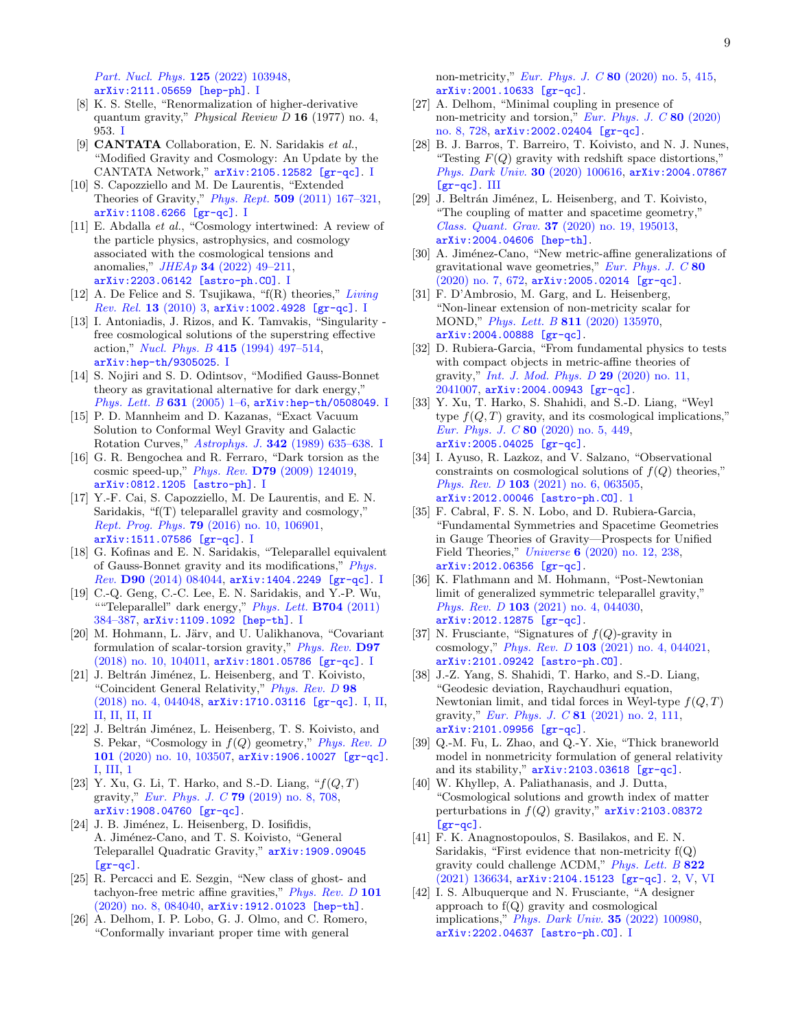*Part. Nucl. Phys.* **125** (2022) 103948, arXiv:2111.05659 [hep-ph]. I

[8] K. S. Stelle, "Renormalization of higher-derivative quantum gravity," *Physical Review D* **16** (1977) no. 4, 953. I

[9] **CANTATA** Collaboration, E. N. Saridakis *et al.*, "Modified Gravity and Cosmology: An Update by the CANTATA Network," arXiv:2105.12582 [gr-qc]. I

[10] S. Capozziello and M. De Laurentis, "Extended Theories of Gravity," *Phys. Rept.* **509** (2011) 167–321, arXiv:1108.6266 [gr-qc]. I

[11] E. Abdalla *et al.*, "Cosmology intertwined: A review of the particle physics, astrophysics, and cosmology associated with the cosmological tensions and anomalies," *JHEAp* **34** (2022) 49–211, arXiv:2203.06142 [astro-ph.CO]. I

[12] A. De Felice and S. Tsujikawa, "f(R) theories," *Living Rev. Rel.* **13** (2010) 3, arXiv:1002.4928 [gr-qc]. I

[13] I. Antoniadis, J. Rizos, and K. Tamvakis, "Singularity - free cosmological solutions of the superstring effective action," *Nucl. Phys. B* **415** (1994) 497–514, arXiv:hep-th/9305025. I

[14] S. Nojiri and S. D. Odintsov, "Modified Gauss-Bonnet theory as gravitational alternative for dark energy," *Phys. Lett. B* **631** (2005) 1–6, arXiv:hep-th/0508049. I

[15] P. D. Mannheim and D. Kazanas, "Exact Vacuum Solution to Conformal Weyl Gravity and Galactic Rotation Curves," *Astrophys. J.* **342** (1989) 635–638. I

[16] G. R. Bengochea and R. Ferraro, "Dark torsion as the cosmic speed-up," *Phys. Rev.* **D79** (2009) 124019, arXiv:0812.1205 [astro-ph]. I

[17] Y.-F. Cai, S. Capozziello, M. De Laurentis, and E. N. Saridakis, "f(T) teleparallel gravity and cosmology," *Rept. Prog. Phys.* **79** (2016) no. 10, 106901, arXiv:1511.07586 [gr-qc]. I

[18] G. Kofinas and E. N. Saridakis, "Teleparallel equivalent of Gauss-Bonnet gravity and its modifications," *Phys. Rev.* **D90** (2014) 084044, arXiv:1404.2249 [gr-qc]. I

[19] C.-Q. Geng, C.-C. Lee, E. N. Saridakis, and Y.-P. Wu, ""Teleparallel" dark energy," *Phys. Lett.* **B704** (2011) 384–387, arXiv:1109.1092 [hep-th]. I

[20] M. Hohmann, L. Järv, and U. Ualikhanova, "Covariant formulation of scalar-torsion gravity," *Phys. Rev.* **D97** (2018) no. 10, 104011, arXiv:1801.05786 [gr-qc]. I

[21] J. Beltrán Jiménez, L. Heisenberg, and T. Koivisto, "Coincident General Relativity," *Phys. Rev. D* **98** (2018) no. 4, 044048, arXiv:1710.03116 [gr-qc]. I, II, II, II, II, II

[22] J. Beltrán Jiménez, L. Heisenberg, T. S. Koivisto, and S. Pekar, "Cosmology in $f(Q)$ geometry," *Phys. Rev. D* **101** (2020) no. 10, 103507, arXiv:1906.10027 [gr-qc]. I, III, 1

[23] Y. Xu, G. Li, T. Harko, and S.-D. Liang, "$f(Q,T)$ gravity," *Eur. Phys. J. C* **79** (2019) no. 8, 708, arXiv:1908.04760 [gr-qc].

[24] J. B. Jiménez, L. Heisenberg, D. Iosifidis, A. Jiménez-Cano, and T. S. Koivisto, "General Teleparallel Quadratic Gravity," arXiv:1909.09045 [gr-qc].

[25] R. Percacci and E. Sezgin, "New class of ghost- and tachyon-free metric affine gravities," *Phys. Rev. D* **101** (2020) no. 8, 084040, arXiv:1912.01023 [hep-th].

[26] A. Delhom, I. P. Lobo, G. J. Olmo, and C. Romero, "Conformally invariant proper time with general non-metricity," *Eur. Phys. J. C* **80** (2020) no. 5, 415, arXiv:2001.10633 [gr-qc].

[27] A. Delhom, "Minimal coupling in presence of non-metricity and torsion," *Eur. Phys. J. C* **80** (2020) no. 8, 728, arXiv:2002.02404 [gr-qc].

[28] B. J. Barros, T. Barreiro, T. Koivisto, and N. J. Nunes, "Testing $F(Q)$ gravity with redshift space distortions," *Phys. Dark Univ.* **30** (2020) 100616, arXiv:2004.07867 [gr-qc]. III

[29] J. Beltrán Jiménez, L. Heisenberg, and T. Koivisto, "The coupling of matter and spacetime geometry," *Class. Quant. Grav.* **37** (2020) no. 19, 195013, arXiv:2004.04606 [hep-th].

[30] A. Jiménez-Cano, "New metric-affine generalizations of gravitational wave geometries," *Eur. Phys. J. C* **80** (2020) no. 7, 672, arXiv:2005.02014 [gr-qc].

[31] F. D'Ambrosio, M. Garg, and L. Heisenberg, "Non-linear extension of non-metricity scalar for MOND," *Phys. Lett. B* **811** (2020) 135970, arXiv:2004.00888 [gr-qc].

[32] D. Rubiera-Garcia, "From fundamental physics to tests with compact objects in metric-affine theories of gravity," *Int. J. Mod. Phys. D* **29** (2020) no. 11, 2041007, arXiv:2004.00943 [gr-qc].

[33] Y. Xu, T. Harko, S. Shahidi, and S.-D. Liang, "Weyl type $f(Q,T)$ gravity, and its cosmological implications," *Eur. Phys. J. C* **80** (2020) no. 5, 449, arXiv:2005.04025 [gr-qc].

[34] I. Ayuso, R. Lazkoz, and V. Salzano, "Observational constraints on cosmological solutions of $f(Q)$ theories," *Phys. Rev. D* **103** (2021) no. 6, 063505, arXiv:2012.00046 [astro-ph.CO]. 1

[35] F. Cabral, F. S. N. Lobo, and D. Rubiera-Garcia, "Fundamental Symmetries and Spacetime Geometries in Gauge Theories of Gravity—Prospects for Unified Field Theories," *Universe* **6** (2020) no. 12, 238, arXiv:2012.06356 [gr-qc].

[36] K. Flathmann and M. Hohmann, "Post-Newtonian limit of generalized symmetric teleparallel gravity," *Phys. Rev. D* **103** (2021) no. 4, 044030, arXiv:2012.12875 [gr-qc].

[37] N. Frusciante, "Signatures of $f(Q)$-gravity in cosmology," *Phys. Rev. D* **103** (2021) no. 4, 044021, arXiv:2101.09242 [astro-ph.CO].

[38] J.-Z. Yang, S. Shahidi, T. Harko, and S.-D. Liang, "Geodesic deviation, Raychaudhuri equation, Newtonian limit, and tidal forces in Weyl-type $f(Q,T)$ gravity," *Eur. Phys. J. C* **81** (2021) no. 2, 111, arXiv:2101.09956 [gr-qc].

[39] Q.-M. Fu, L. Zhao, and Q.-Y. Xie, "Thick braneworld model in nonmetricity formulation of general relativity and its stability," arXiv:2103.03618 [gr-qc].

[40] W. Khyllep, A. Paliathanasis, and J. Dutta, "Cosmological solutions and growth index of matter perturbations in $f(Q)$ gravity," arXiv:2103.08372 [gr-qc].

[41] F. K. Anagnostopoulos, S. Basilakos, and E. N. Saridakis, "First evidence that non-metricity f(Q) gravity could challenge ΛCDM," *Phys. Lett. B* **822** (2021) 136634, arXiv:2104.15123 [gr-qc]. 2, V, VI

[42] I. S. Albuquerque and N. Frusciante, "A designer approach to f(Q) gravity and cosmological implications," *Phys. Dark Univ.* **35** (2022) 100980, arXiv:2202.04637 [astro-ph.CO]. I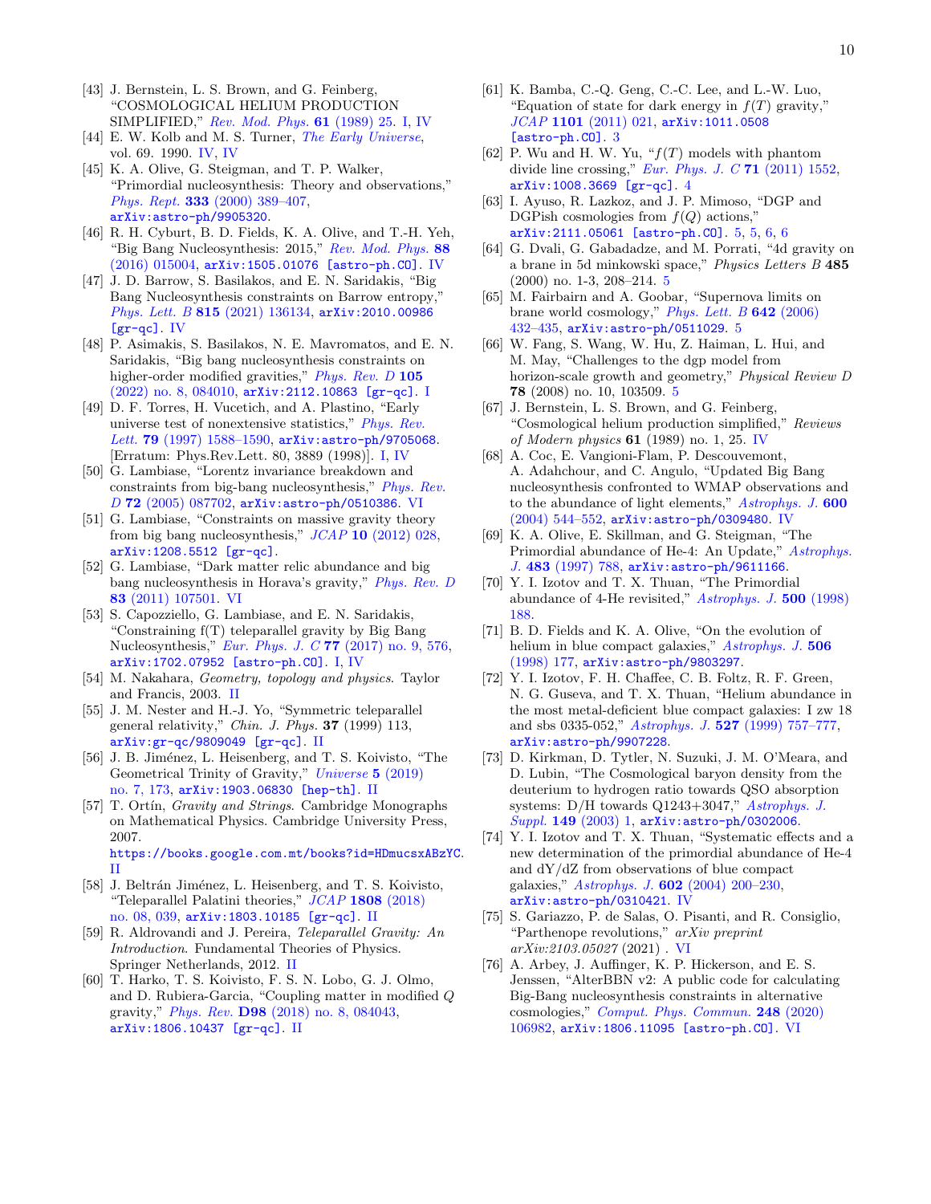[43] J. Bernstein, L. S. Brown, and G. Feinberg, "COSMOLOGICAL HELIUM PRODUCTION SIMPLIFIED," *Rev. Mod. Phys.* **61** (1989) 25. I, IV

[44] E. W. Kolb and M. S. Turner, *The Early Universe*, vol. 69. 1990. IV, IV

[45] K. A. Olive, G. Steigman, and T. P. Walker, "Primordial nucleosynthesis: Theory and observations," *Phys. Rept.* **333** (2000) 389–407, arXiv:astro-ph/9905320.

[46] R. H. Cyburt, B. D. Fields, K. A. Olive, and T.-H. Yeh, "Big Bang Nucleosynthesis: 2015," *Rev. Mod. Phys.* **88** (2016) 015004, arXiv:1505.01076 [astro-ph.CO]. IV

[47] J. D. Barrow, S. Basilakos, and E. N. Saridakis, "Big Bang Nucleosynthesis constraints on Barrow entropy," *Phys. Lett. B* **815** (2021) 136134, arXiv:2010.00986 [gr-qc]. IV

[48] P. Asimakis, S. Basilakos, N. E. Mavromatos, and E. N. Saridakis, "Big bang nucleosynthesis constraints on higher-order modified gravities," *Phys. Rev. D* **105** (2022) no. 8, 084010, arXiv:2112.10863 [gr-qc]. I

[49] D. F. Torres, H. Vucetich, and A. Plastino, "Early universe test of nonextensive statistics," *Phys. Rev. Lett.* **79** (1997) 1588–1590, arXiv:astro-ph/9705068. [Erratum: Phys.Rev.Lett. 80, 3889 (1998)]. I, IV

[50] G. Lambiase, "Lorentz invariance breakdown and constraints from big-bang nucleosynthesis," *Phys. Rev. D* **72** (2005) 087702, arXiv:astro-ph/0510386. VI

[51] G. Lambiase, "Constraints on massive gravity theory from big bang nucleosynthesis," *JCAP* **10** (2012) 028, arXiv:1208.5512 [gr-qc].

[52] G. Lambiase, "Dark matter relic abundance and big bang nucleosynthesis in Horava's gravity," *Phys. Rev. D* **83** (2011) 107501. VI

[53] S. Capozziello, G. Lambiase, and E. N. Saridakis, "Constraining f(T) teleparallel gravity by Big Bang Nucleosynthesis," *Eur. Phys. J. C* **77** (2017) no. 9, 576, arXiv:1702.07952 [astro-ph.CO]. I, IV

[54] M. Nakahara, *Geometry, topology and physics*. Taylor and Francis, 2003. II

[55] J. M. Nester and H.-J. Yo, "Symmetric teleparallel general relativity," *Chin. J. Phys.* **37** (1999) 113, arXiv:gr-qc/9809049 [gr-qc]. II

[56] J. B. Jiménez, L. Heisenberg, and T. S. Koivisto, "The Geometrical Trinity of Gravity," *Universe* **5** (2019) no. 7, 173, arXiv:1903.06830 [hep-th]. II

[57] T. Ortín, *Gravity and Strings*. Cambridge Monographs on Mathematical Physics. Cambridge University Press, 2007. https://books.google.com.mt/books?id=HDmucsxABzYC. II

[58] J. Beltrán Jiménez, L. Heisenberg, and T. S. Koivisto, "Teleparallel Palatini theories," *JCAP* **1808** (2018) no. 08, 039, arXiv:1803.10185 [gr-qc]. II

[59] R. Aldrovandi and J. Pereira, *Teleparallel Gravity: An Introduction*. Fundamental Theories of Physics. Springer Netherlands, 2012. II

[60] T. Harko, T. S. Koivisto, F. S. N. Lobo, G. J. Olmo, and D. Rubiera-Garcia, "Coupling matter in modified $Q$ gravity," *Phys. Rev.* **D98** (2018) no. 8, 084043, arXiv:1806.10437 [gr-qc]. II

[61] K. Bamba, C.-Q. Geng, C.-C. Lee, and L.-W. Luo, "Equation of state for dark energy in $f(T)$ gravity," *JCAP* **1101** (2011) 021, arXiv:1011.0508 [astro-ph.CO]. 3

[62] P. Wu and H. W. Yu, "$f(T)$ models with phantom divide line crossing," *Eur. Phys. J. C* **71** (2011) 1552, arXiv:1008.3669 [gr-qc]. 4

[63] I. Ayuso, R. Lazkoz, and J. P. Mimoso, "DGP and DGPish cosmologies from $f(Q)$ actions," arXiv:2111.05061 [astro-ph.CO]. 5, 5, 6, 6

[64] G. Dvali, G. Gabadadze, and M. Porrati, "4d gravity on a brane in 5d minkowski space," *Physics Letters B* **485** (2000) no. 1-3, 208–214. 5

[65] M. Fairbairn and A. Goobar, "Supernova limits on brane world cosmology," *Phys. Lett. B* **642** (2006) 432–435, arXiv:astro-ph/0511029. 5

[66] W. Fang, S. Wang, W. Hu, Z. Haiman, L. Hui, and M. May, "Challenges to the dgp model from horizon-scale growth and geometry," *Physical Review D* **78** (2008) no. 10, 103509. 5

[67] J. Bernstein, L. S. Brown, and G. Feinberg, "Cosmological helium production simplified," *Reviews of Modern physics* **61** (1989) no. 1, 25. IV

[68] A. Coc, E. Vangioni-Flam, P. Descouvemont, A. Adahchour, and C. Angulo, "Updated Big Bang nucleosynthesis confronted to WMAP observations and to the abundance of light elements," *Astrophys. J.* **600** (2004) 544–552, arXiv:astro-ph/0309480. IV

[69] K. A. Olive, E. Skillman, and G. Steigman, "The Primordial abundance of He-4: An Update," *Astrophys. J.* **483** (1997) 788, arXiv:astro-ph/9611166.

[70] Y. I. Izotov and T. X. Thuan, "The Primordial abundance of 4-He revisited," *Astrophys. J.* **500** (1998) 188.

[71] B. D. Fields and K. A. Olive, "On the evolution of helium in blue compact galaxies," *Astrophys. J.* **506** (1998) 177, arXiv:astro-ph/9803297.

[72] Y. I. Izotov, F. H. Chaffee, C. B. Foltz, R. F. Green, N. G. Guseva, and T. X. Thuan, "Helium abundance in the most metal-deficient blue compact galaxies: I zw 18 and sbs 0335-052," *Astrophys. J.* **527** (1999) 757–777, arXiv:astro-ph/9907228.

[73] D. Kirkman, D. Tytler, N. Suzuki, J. M. O'Meara, and D. Lubin, "The Cosmological baryon density from the deuterium to hydrogen ratio towards QSO absorption systems: D/H towards Q1243+3047," *Astrophys. J. Suppl.* **149** (2003) 1, arXiv:astro-ph/0302006.

[74] Y. I. Izotov and T. X. Thuan, "Systematic effects and a new determination of the primordial abundance of He-4 and dY/dZ from observations of blue compact galaxies," *Astrophys. J.* **602** (2004) 200–230, arXiv:astro-ph/0310421. IV

[75] S. Gariazzo, P. de Salas, O. Pisanti, and R. Consiglio, "Parthenope revolutions," *arXiv preprint arXiv:2103.05027* (2021) . VI

[76] A. Arbey, J. Auffinger, K. P. Hickerson, and E. S. Jenssen, "AlterBBN v2: A public code for calculating Big-Bang nucleosynthesis constraints in alternative cosmologies," *Comput. Phys. Commun.* **248** (2020) 106982, arXiv:1806.11095 [astro-ph.CO]. VI